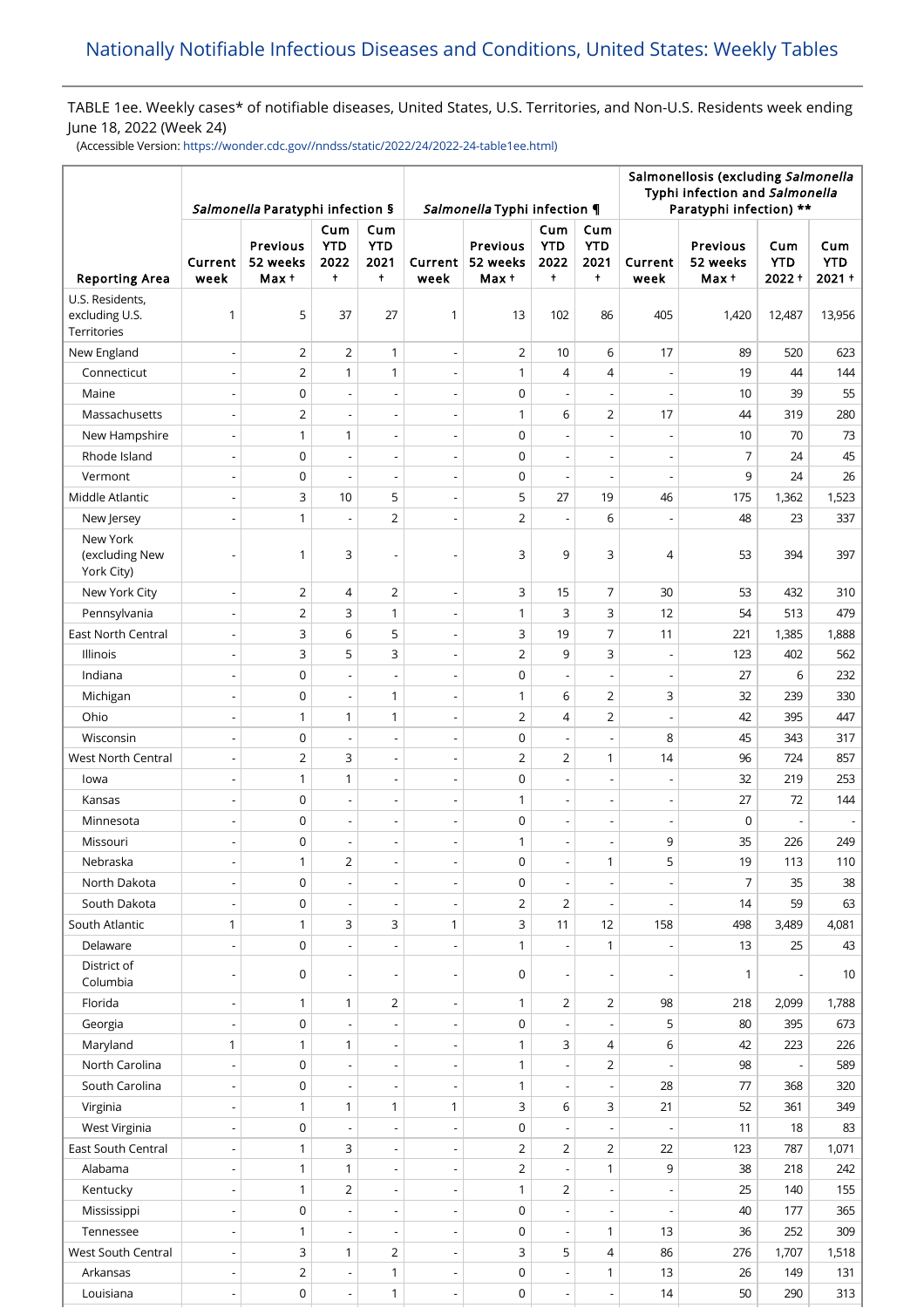# Nationally Notifiable Infectious Diseases and Conditions, United States: Weekly Tables

TABLE 1ee. Weekly cases* of notifiable diseases, United States, U.S. Territories, and Non-U.S. Residents week ending June 18, 2022 (Week 24)

(Accessible Version: https://wonder.cdc.gov//nndss/static/2022/24/2022-24-table1ee.html)

| Reporting Area | *Salmonella* Paratyphi infection § | | | | *Salmonella* Typhi infection ¶ | | | | Salmonellosis (excluding *Salmonella* Typhi infection and *Salmonella* Paratyphi infection) ** | | | |
|---|---|---|---|---|---|---|---|---|---|---|---|---|
| | Current week | Previous 52 weeks Max † | Cum YTD 2022 † | Cum YTD 2021 † | Current week | Previous 52 weeks Max † | Cum YTD 2022 † | Cum YTD 2021 † | Current week | Previous 52 weeks Max † | Cum YTD 2022 † | Cum YTD 2021 † |
| U.S. Residents, excluding U.S. Territories | 1 | 5 | 37 | 27 | 1 | 13 | 102 | 86 | 405 | 1,420 | 12,487 | 13,956 |
| New England | - | 2 | 2 | 1 | - | 2 | 10 | 6 | 17 | 89 | 520 | 623 |
| Connecticut | - | 2 | 1 | 1 | - | 1 | 4 | 4 | - | 19 | 44 | 144 |
| Maine | - | 0 | - | - | - | 0 | - | - | - | 10 | 39 | 55 |
| Massachusetts | - | 2 | - | - | - | 1 | 6 | 2 | 17 | 44 | 319 | 280 |
| New Hampshire | - | 1 | 1 | - | - | 0 | - | - | - | 10 | 70 | 73 |
| Rhode Island | - | 0 | - | - | - | 0 | - | - | - | 7 | 24 | 45 |
| Vermont | - | 0 | - | - | - | 0 | - | - | - | 9 | 24 | 26 |
| Middle Atlantic | - | 3 | 10 | 5 | - | 5 | 27 | 19 | 46 | 175 | 1,362 | 1,523 |
| New Jersey | - | 1 | - | 2 | - | 2 | - | 6 | - | 48 | 23 | 337 |
| New York (excluding New York City) | - | 1 | 3 | - | - | 3 | 9 | 3 | 4 | 53 | 394 | 397 |
| New York City | - | 2 | 4 | 2 | - | 3 | 15 | 7 | 30 | 53 | 432 | 310 |
| Pennsylvania | - | 2 | 3 | 1 | - | 1 | 3 | 3 | 12 | 54 | 513 | 479 |
| East North Central | - | 3 | 6 | 5 | - | 3 | 19 | 7 | 11 | 221 | 1,385 | 1,888 |
| Illinois | - | 3 | 5 | 3 | - | 2 | 9 | 3 | - | 123 | 402 | 562 |
| Indiana | - | 0 | - | - | - | 0 | - | - | - | 27 | 6 | 232 |
| Michigan | - | 0 | - | 1 | - | 1 | 6 | 2 | 3 | 32 | 239 | 330 |
| Ohio | - | 1 | 1 | 1 | - | 2 | 4 | 2 | - | 42 | 395 | 447 |
| Wisconsin | - | 0 | - | - | - | 0 | - | - | 8 | 45 | 343 | 317 |
| West North Central | - | 2 | 3 | - | - | 2 | 2 | 1 | 14 | 96 | 724 | 857 |
| Iowa | - | 1 | 1 | - | - | 0 | - | - | - | 32 | 219 | 253 |
| Kansas | - | 0 | - | - | - | 1 | - | - | - | 27 | 72 | 144 |
| Minnesota | - | 0 | - | - | - | 0 | - | - | - | 0 | - | - |
| Missouri | - | 0 | - | - | - | 1 | - | - | 9 | 35 | 226 | 249 |
| Nebraska | - | 1 | 2 | - | - | 0 | - | 1 | 5 | 19 | 113 | 110 |
| North Dakota | - | 0 | - | - | - | 0 | - | - | - | 7 | 35 | 38 |
| South Dakota | - | 0 | - | - | - | 2 | 2 | - | - | 14 | 59 | 63 |
| South Atlantic | 1 | 1 | 3 | 3 | 1 | 3 | 11 | 12 | 158 | 498 | 3,489 | 4,081 |
| Delaware | - | 0 | - | - | - | 1 | - | 1 | - | 13 | 25 | 43 |
| District of Columbia | - | 0 | - | - | - | 0 | - | - | - | 1 | - | 10 |
| Florida | - | 1 | 1 | 2 | - | 1 | 2 | 2 | 98 | 218 | 2,099 | 1,788 |
| Georgia | - | 0 | - | - | - | 0 | - | - | 5 | 80 | 395 | 673 |
| Maryland | 1 | 1 | 1 | - | - | 1 | 3 | 4 | 6 | 42 | 223 | 226 |
| North Carolina | - | 0 | - | - | - | 1 | - | 2 | - | 98 | - | 589 |
| South Carolina | - | 0 | - | - | - | 1 | - | - | 28 | 77 | 368 | 320 |
| Virginia | - | 1 | 1 | 1 | 1 | 3 | 6 | 3 | 21 | 52 | 361 | 349 |
| West Virginia | - | 0 | - | - | - | 0 | - | - | - | 11 | 18 | 83 |
| East South Central | - | 1 | 3 | - | - | 2 | 2 | 2 | 22 | 123 | 787 | 1,071 |
| Alabama | - | 1 | 1 | - | - | 2 | - | 1 | 9 | 38 | 218 | 242 |
| Kentucky | - | 1 | 2 | - | - | 1 | 2 | - | - | 25 | 140 | 155 |
| Mississippi | - | 0 | - | - | - | 0 | - | - | - | 40 | 177 | 365 |
| Tennessee | - | 1 | - | - | - | 0 | - | 1 | 13 | 36 | 252 | 309 |
| West South Central | - | 3 | 1 | 2 | - | 3 | 5 | 4 | 86 | 276 | 1,707 | 1,518 |
| Arkansas | - | 2 | - | 1 | - | 0 | - | 1 | 13 | 26 | 149 | 131 |
| Louisiana | - | 0 | - | 1 | - | 0 | - | - | 14 | 50 | 290 | 313 |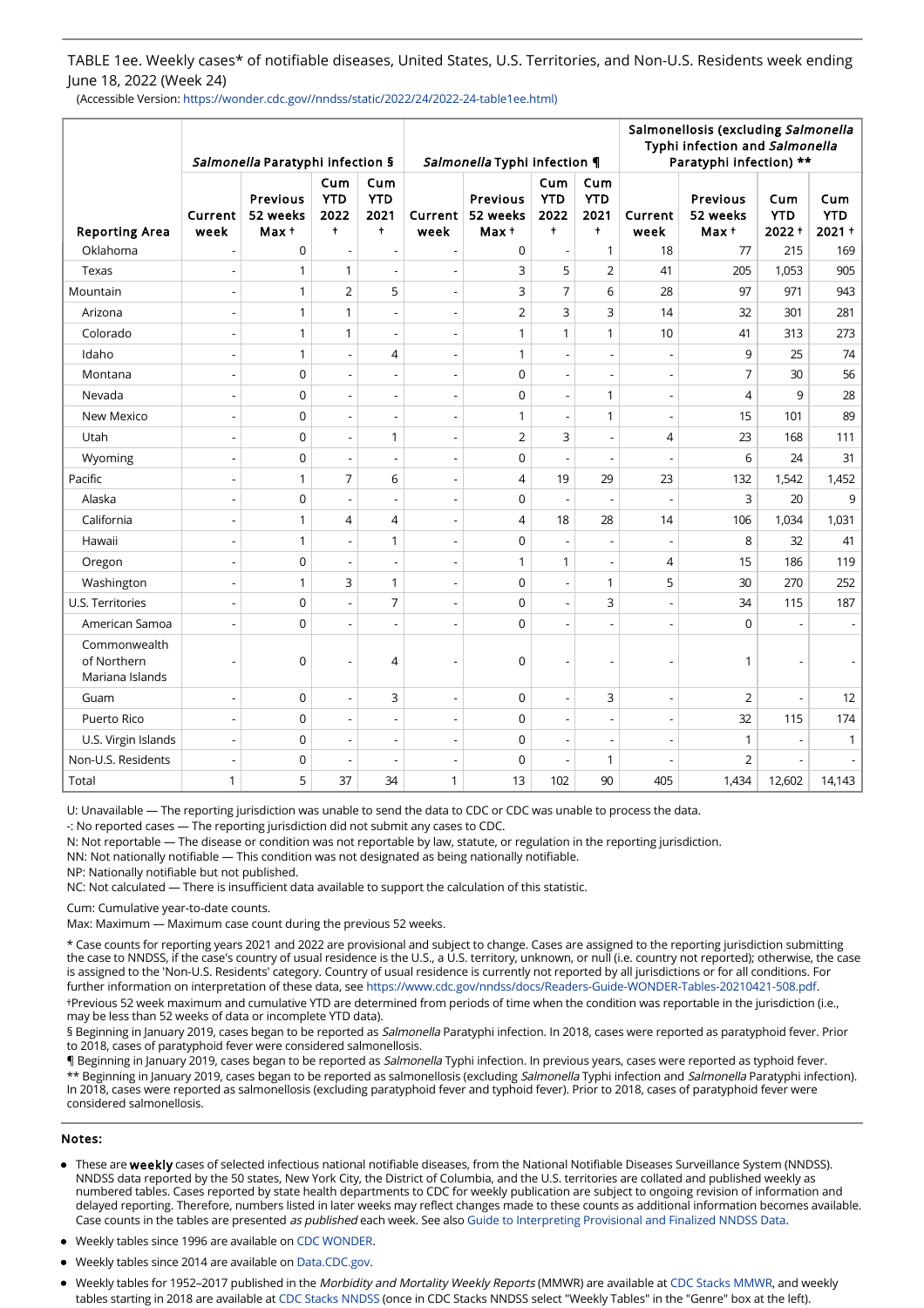TABLE 1ee. Weekly cases* of notifiable diseases, United States, U.S. Territories, and Non-U.S. Residents week ending June 18, 2022 (Week 24)

(Accessible Version: https://wonder.cdc.gov//nndss/static/2022/24/2022-24-table1ee.html)

| Reporting Area | *Salmonella* Paratyphi infection § | | | | *Salmonella* Typhi infection ¶ | | | | Salmonellosis (excluding *Salmonella* Typhi infection and *Salmonella* Paratyphi infection) ** | | | |
|---|---|---|---|---|---|---|---|---|---|---|---|---|
| | Current week | Previous 52 weeks Max † | Cum YTD 2022 † | Cum YTD 2021 † | Current week | Previous 52 weeks Max † | Cum YTD 2022 † | Cum YTD 2021 † | Current week | Previous 52 weeks Max † | Cum YTD 2022 † | Cum YTD 2021 † |
| Oklahoma | - | 0 | - | - | - | 0 | - | 1 | 18 | 77 | 215 | 169 |
| Texas | - | 1 | 1 | - | - | 3 | 5 | 2 | 41 | 205 | 1,053 | 905 |
| Mountain | - | 1 | 2 | 5 | - | 3 | 7 | 6 | 28 | 97 | 971 | 943 |
| Arizona | - | 1 | 1 | - | - | 2 | 3 | 3 | 14 | 32 | 301 | 281 |
| Colorado | - | 1 | 1 | - | - | 1 | 1 | 1 | 10 | 41 | 313 | 273 |
| Idaho | - | 1 | - | 4 | - | 1 | - | - | - | 9 | 25 | 74 |
| Montana | - | 0 | - | - | - | 0 | - | - | - | 7 | 30 | 56 |
| Nevada | - | 0 | - | - | - | 0 | - | 1 | - | 4 | 9 | 28 |
| New Mexico | - | 0 | - | - | - | 1 | - | 1 | - | 15 | 101 | 89 |
| Utah | - | 0 | - | 1 | - | 2 | 3 | - | 4 | 23 | 168 | 111 |
| Wyoming | - | 0 | - | - | - | 0 | - | - | - | 6 | 24 | 31 |
| Pacific | - | 1 | 7 | 6 | - | 4 | 19 | 29 | 23 | 132 | 1,542 | 1,452 |
| Alaska | - | 0 | - | - | - | 0 | - | - | - | 3 | 20 | 9 |
| California | - | 1 | 4 | 4 | - | 4 | 18 | 28 | 14 | 106 | 1,034 | 1,031 |
| Hawaii | - | 1 | - | 1 | - | 0 | - | - | - | 8 | 32 | 41 |
| Oregon | - | 0 | - | - | - | 1 | 1 | - | 4 | 15 | 186 | 119 |
| Washington | - | 1 | 3 | 1 | - | 0 | - | 1 | 5 | 30 | 270 | 252 |
| U.S. Territories | - | 0 | - | 7 | - | 0 | - | 3 | - | 34 | 115 | 187 |
| American Samoa | - | 0 | - | - | - | 0 | - | - | - | 0 | - | - |
| Commonwealth of Northern Mariana Islands | - | 0 | - | 4 | - | 0 | - | - | - | 1 | - | - |
| Guam | - | 0 | - | 3 | - | 0 | - | 3 | - | 2 | - | 12 |
| Puerto Rico | - | 0 | - | - | - | 0 | - | - | - | 32 | 115 | 174 |
| U.S. Virgin Islands | - | 0 | - | - | - | 0 | - | - | - | 1 | - | 1 |
| Non-U.S. Residents | - | 0 | - | - | - | 0 | - | 1 | - | 2 | - | - |
| Total | 1 | 5 | 37 | 34 | 1 | 13 | 102 | 90 | 405 | 1,434 | 12,602 | 14,143 |

U: Unavailable — The reporting jurisdiction was unable to send the data to CDC or CDC was unable to process the data.
-: No reported cases — The reporting jurisdiction did not submit any cases to CDC.
N: Not reportable — The disease or condition was not reportable by law, statute, or regulation in the reporting jurisdiction.
NN: Not nationally notifiable — This condition was not designated as being nationally notifiable.
NP: Nationally notifiable but not published.
NC: Not calculated — There is insufficient data available to support the calculation of this statistic.

Cum: Cumulative year-to-date counts.
Max: Maximum — Maximum case count during the previous 52 weeks.

* Case counts for reporting years 2021 and 2022 are provisional and subject to change. Cases are assigned to the reporting jurisdiction submitting the case to NNDSS, if the case's country of usual residence is the U.S., a U.S. territory, unknown, or null (i.e. country not reported); otherwise, the case is assigned to the 'Non-U.S. Residents' category. Country of usual residence is currently not reported by all jurisdictions or for all conditions. For further information on interpretation of these data, see https://www.cdc.gov/nndss/docs/Readers-Guide-WONDER-Tables-20210421-508.pdf.
†Previous 52 week maximum and cumulative YTD are determined from periods of time when the condition was reportable in the jurisdiction (i.e., may be less than 52 weeks of data or incomplete YTD data).
§ Beginning in January 2019, cases began to be reported as *Salmonella* Paratyphi infection. In 2018, cases were reported as paratyphoid fever. Prior to 2018, cases of paratyphoid fever were considered salmonellosis.
¶ Beginning in January 2019, cases began to be reported as *Salmonella* Typhi infection. In previous years, cases were reported as typhoid fever.
** Beginning in January 2019, cases began to be reported as salmonellosis (excluding *Salmonella* Typhi infection and *Salmonella* Paratyphi infection). In 2018, cases were reported as salmonellosis (excluding paratyphoid fever and typhoid fever). Prior to 2018, cases of paratyphoid fever were considered salmonellosis.

**Notes:**

- These are **weekly** cases of selected infectious national notifiable diseases, from the National Notifiable Diseases Surveillance System (NNDSS). NNDSS data reported by the 50 states, New York City, the District of Columbia, and the U.S. territories are collated and published weekly as numbered tables. Cases reported by state health departments to CDC for weekly publication are subject to ongoing revision of information and delayed reporting. Therefore, numbers listed in later weeks may reflect changes made to these counts as additional information becomes available. Case counts in the tables are presented *as published* each week. See also Guide to Interpreting Provisional and Finalized NNDSS Data.
- Weekly tables since 1996 are available on CDC WONDER.
- Weekly tables since 2014 are available on Data.CDC.gov.
- Weekly tables for 1952–2017 published in the *Morbidity and Mortality Weekly Reports* (MMWR) are available at CDC Stacks MMWR, and weekly tables starting in 2018 are available at CDC Stacks NNDSS (once in CDC Stacks NNDSS select "Weekly Tables" in the "Genre" box at the left).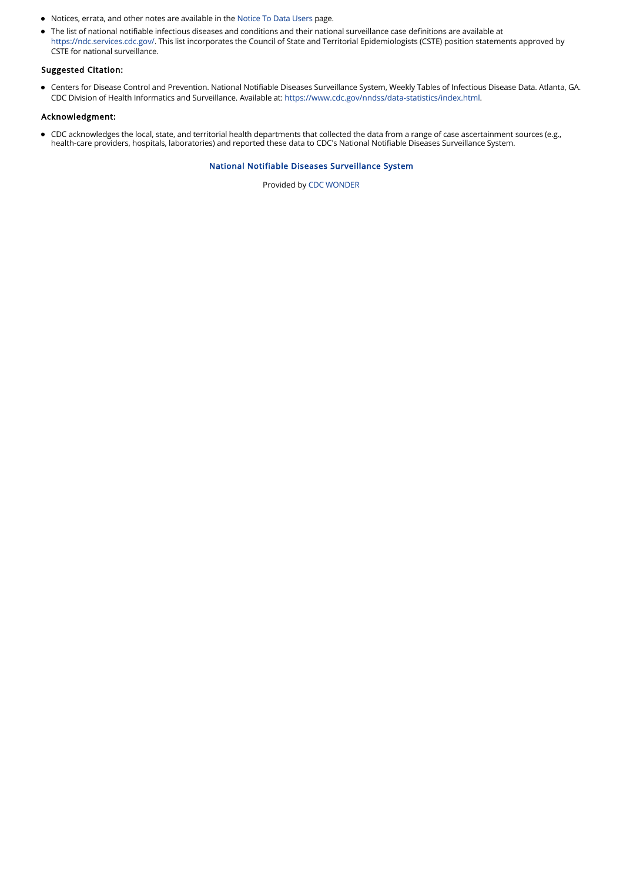- Notices, errata, and other notes are available in the Notice To Data Users page.
- The list of national notifiable infectious diseases and conditions and their national surveillance case definitions are available at https://ndc.services.cdc.gov/. This list incorporates the Council of State and Territorial Epidemiologists (CSTE) position statements approved by CSTE for national surveillance.

### Suggested Citation:

- Centers for Disease Control and Prevention. National Notifiable Diseases Surveillance System, Weekly Tables of Infectious Disease Data. Atlanta, GA. CDC Division of Health Informatics and Surveillance. Available at: https://www.cdc.gov/nndss/data-statistics/index.html.

### Acknowledgment:

- CDC acknowledges the local, state, and territorial health departments that collected the data from a range of case ascertainment sources (e.g., health-care providers, hospitals, laboratories) and reported these data to CDC's National Notifiable Diseases Surveillance System.

National Notifiable Diseases Surveillance System

Provided by CDC WONDER